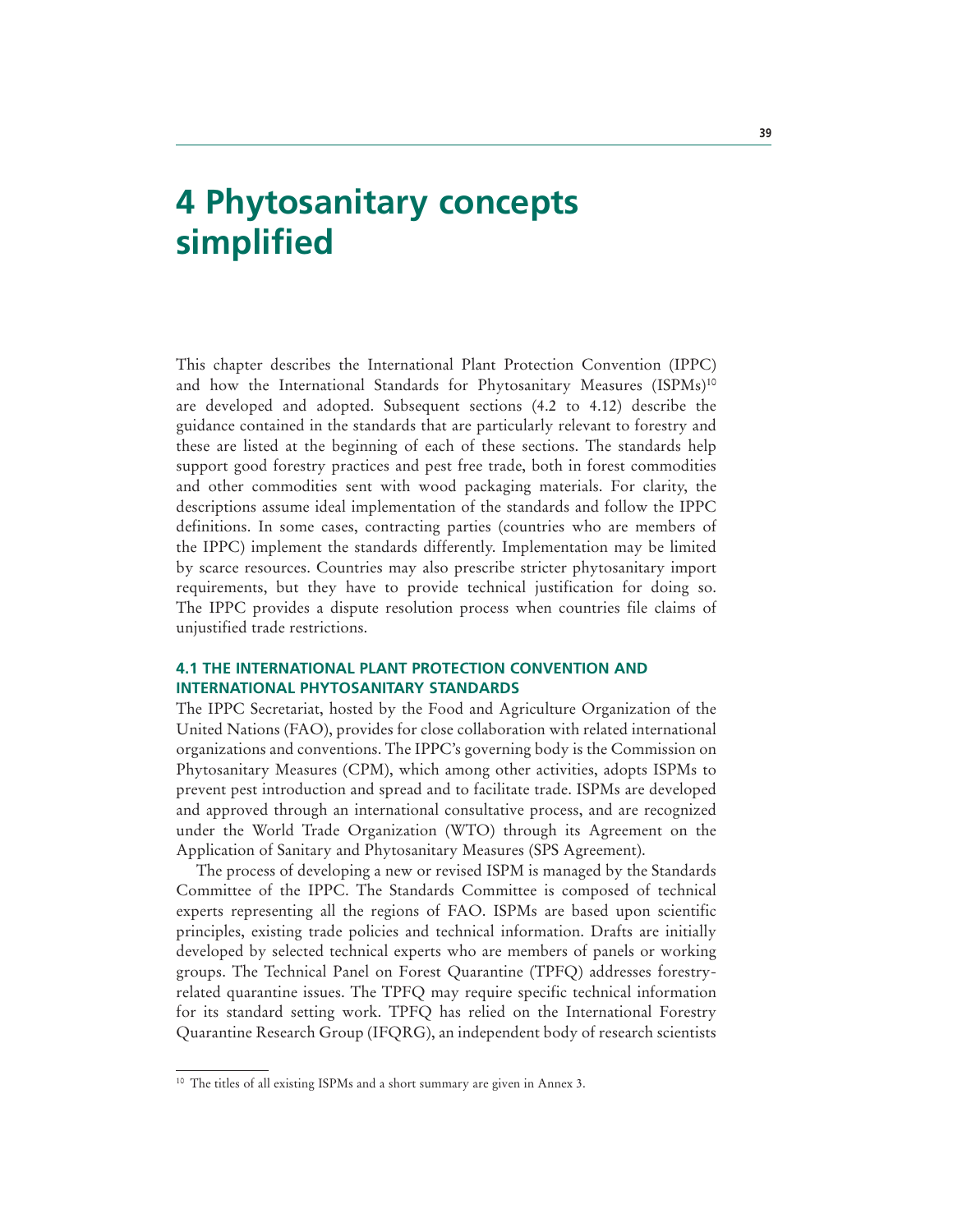# 4 Phytosanitary concepts simplified

This chapter describes the International Plant Protection Convention (IPPC) and how the International Standards for Phytosanitary Measures (ISPMs)[10] are developed and adopted. Subsequent sections (4.2 to 4.12) describe the guidance contained in the standards that are particularly relevant to forestry and these are listed at the beginning of each of these sections. The standards help support good forestry practices and pest free trade, both in forest commodities and other commodities sent with wood packaging materials. For clarity, the descriptions assume ideal implementation of the standards and follow the IPPC definitions. In some cases, contracting parties (countries who are members of the IPPC) implement the standards differently. Implementation may be limited by scarce resources. Countries may also prescribe stricter phytosanitary import requirements, but they have to provide technical justification for doing so. The IPPC provides a dispute resolution process when countries file claims of unjustified trade restrictions.

## 4.1 THE INTERNATIONAL PLANT PROTECTION CONVENTION AND INTERNATIONAL PHYTOSANITARY STANDARDS

The IPPC Secretariat, hosted by the Food and Agriculture Organization of the United Nations (FAO), provides for close collaboration with related international organizations and conventions. The IPPC's governing body is the Commission on Phytosanitary Measures (CPM), which among other activities, adopts ISPMs to prevent pest introduction and spread and to facilitate trade. ISPMs are developed and approved through an international consultative process, and are recognized under the World Trade Organization (WTO) through its Agreement on the Application of Sanitary and Phytosanitary Measures (SPS Agreement).

The process of developing a new or revised ISPM is managed by the Standards Committee of the IPPC. The Standards Committee is composed of technical experts representing all the regions of FAO. ISPMs are based upon scientific principles, existing trade policies and technical information. Drafts are initially developed by selected technical experts who are members of panels or working groups. The Technical Panel on Forest Quarantine (TPFQ) addresses forestry-related quarantine issues. The TPFQ may require specific technical information for its standard setting work. TPFQ has relied on the International Forestry Quarantine Research Group (IFQRG), an independent body of research scientists

[10] The titles of all existing ISPMs and a short summary are given in Annex 3.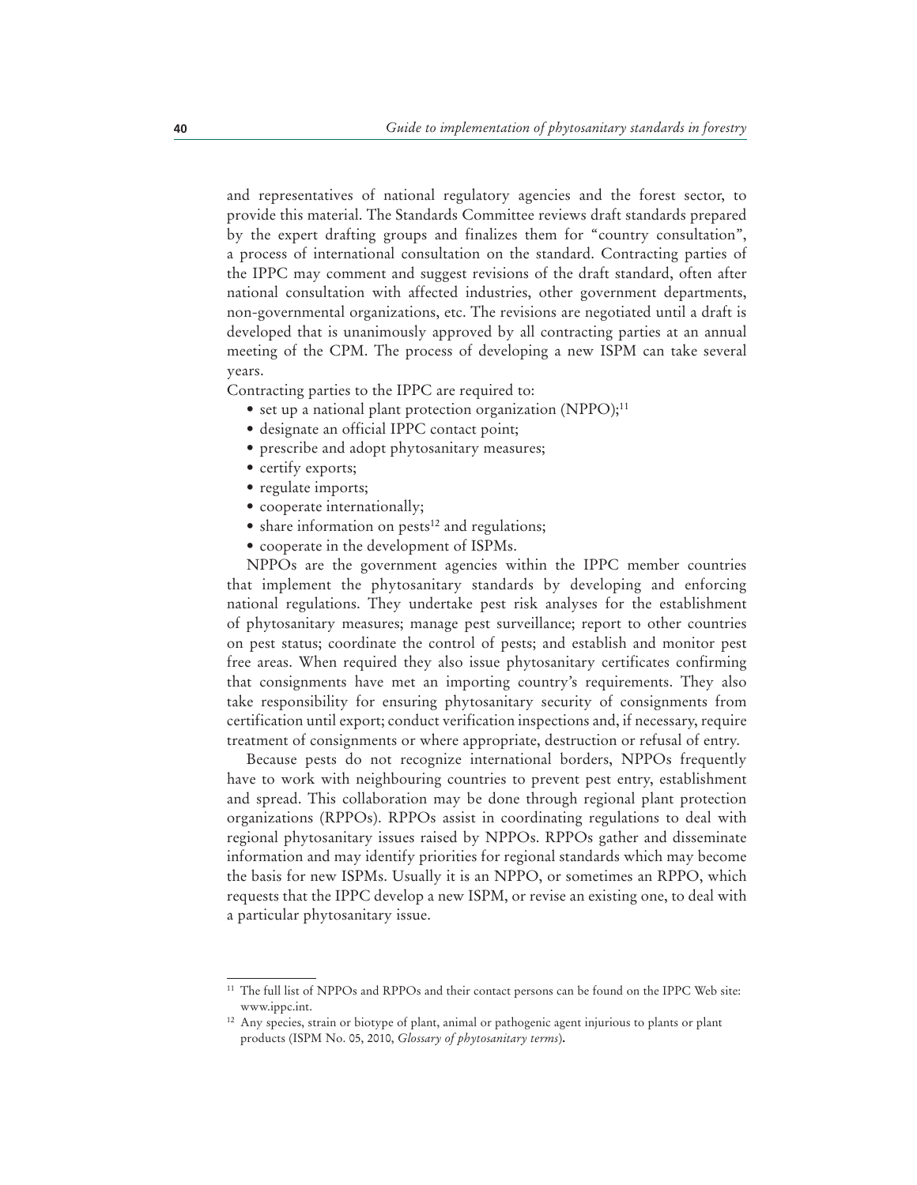and representatives of national regulatory agencies and the forest sector, to provide this material. The Standards Committee reviews draft standards prepared by the expert drafting groups and finalizes them for "country consultation", a process of international consultation on the standard. Contracting parties of the IPPC may comment and suggest revisions of the draft standard, often after national consultation with affected industries, other government departments, non-governmental organizations, etc. The revisions are negotiated until a draft is developed that is unanimously approved by all contracting parties at an annual meeting of the CPM. The process of developing a new ISPM can take several years.

Contracting parties to the IPPC are required to:

- set up a national plant protection organization (NPPO);[11]
- designate an official IPPC contact point;
- prescribe and adopt phytosanitary measures;
- certify exports;
- regulate imports;
- cooperate internationally;
- share information on pests[12] and regulations;
- cooperate in the development of ISPMs.

NPPOs are the government agencies within the IPPC member countries that implement the phytosanitary standards by developing and enforcing national regulations. They undertake pest risk analyses for the establishment of phytosanitary measures; manage pest surveillance; report to other countries on pest status; coordinate the control of pests; and establish and monitor pest free areas. When required they also issue phytosanitary certificates confirming that consignments have met an importing country's requirements. They also take responsibility for ensuring phytosanitary security of consignments from certification until export; conduct verification inspections and, if necessary, require treatment of consignments or where appropriate, destruction or refusal of entry.

Because pests do not recognize international borders, NPPOs frequently have to work with neighbouring countries to prevent pest entry, establishment and spread. This collaboration may be done through regional plant protection organizations (RPPOs). RPPOs assist in coordinating regulations to deal with regional phytosanitary issues raised by NPPOs. RPPOs gather and disseminate information and may identify priorities for regional standards which may become the basis for new ISPMs. Usually it is an NPPO, or sometimes an RPPO, which requests that the IPPC develop a new ISPM, or revise an existing one, to deal with a particular phytosanitary issue.

---

[11] The full list of NPPOs and RPPOs and their contact persons can be found on the IPPC Web site: www.ippc.int.

[12] Any species, strain or biotype of plant, animal or pathogenic agent injurious to plants or plant products (ISPM No. 05, 2010, *Glossary of phytosanitary terms*).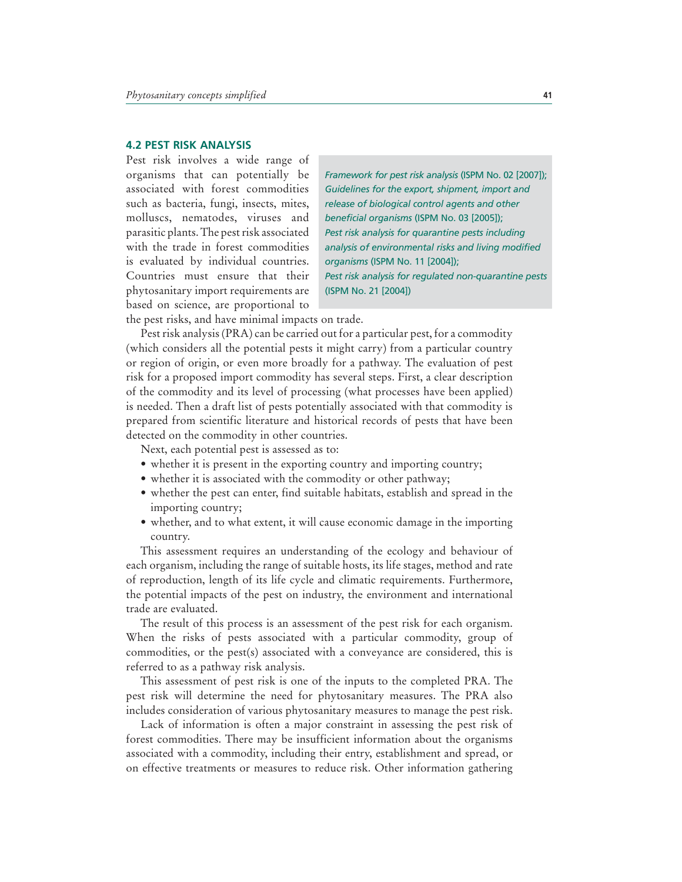## 4.2 PEST RISK ANALYSIS

> *Framework for pest risk analysis* (ISPM No. 02 [2007]); *Guidelines for the export, shipment, import and release of biological control agents and other beneficial organisms* (ISPM No. 03 [2005]); *Pest risk analysis for quarantine pests including analysis of environmental risks and living modified organisms* (ISPM No. 11 [2004]); *Pest risk analysis for regulated non-quarantine pests* (ISPM No. 21 [2004])

Pest risk involves a wide range of organisms that can potentially be associated with forest commodities such as bacteria, fungi, insects, mites, molluscs, nematodes, viruses and parasitic plants. The pest risk associated with the trade in forest commodities is evaluated by individual countries. Countries must ensure that their phytosanitary import requirements are based on science, are proportional to the pest risks, and have minimal impacts on trade.

Pest risk analysis (PRA) can be carried out for a particular pest, for a commodity (which considers all the potential pests it might carry) from a particular country or region of origin, or even more broadly for a pathway. The evaluation of pest risk for a proposed import commodity has several steps. First, a clear description of the commodity and its level of processing (what processes have been applied) is needed. Then a draft list of pests potentially associated with that commodity is prepared from scientific literature and historical records of pests that have been detected on the commodity in other countries.

Next, each potential pest is assessed as to:

- whether it is present in the exporting country and importing country;
- whether it is associated with the commodity or other pathway;
- whether the pest can enter, find suitable habitats, establish and spread in the importing country;
- whether, and to what extent, it will cause economic damage in the importing country.

This assessment requires an understanding of the ecology and behaviour of each organism, including the range of suitable hosts, its life stages, method and rate of reproduction, length of its life cycle and climatic requirements. Furthermore, the potential impacts of the pest on industry, the environment and international trade are evaluated.

The result of this process is an assessment of the pest risk for each organism. When the risks of pests associated with a particular commodity, group of commodities, or the pest(s) associated with a conveyance are considered, this is referred to as a pathway risk analysis.

This assessment of pest risk is one of the inputs to the completed PRA. The pest risk will determine the need for phytosanitary measures. The PRA also includes consideration of various phytosanitary measures to manage the pest risk.

Lack of information is often a major constraint in assessing the pest risk of forest commodities. There may be insufficient information about the organisms associated with a commodity, including their entry, establishment and spread, or on effective treatments or measures to reduce risk. Other information gathering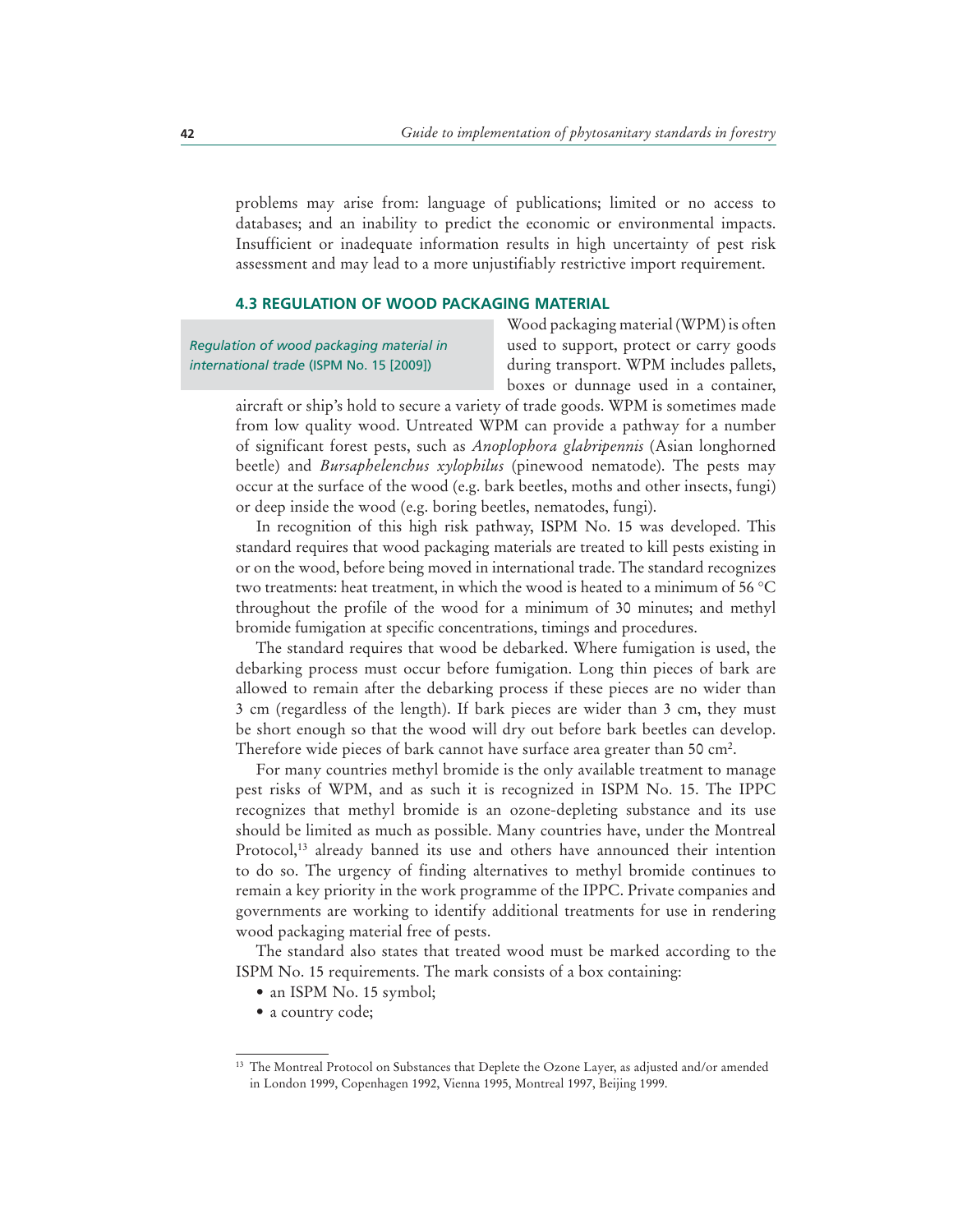problems may arise from: language of publications; limited or no access to databases; and an inability to predict the economic or environmental impacts. Insufficient or inadequate information results in high uncertainty of pest risk assessment and may lead to a more unjustifiably restrictive import requirement.

### 4.3 REGULATION OF WOOD PACKAGING MATERIAL

> *Regulation of wood packaging material in international trade* (ISPM No. 15 [2009])

Wood packaging material (WPM) is often used to support, protect or carry goods during transport. WPM includes pallets, boxes or dunnage used in a container, aircraft or ship's hold to secure a variety of trade goods. WPM is sometimes made from low quality wood. Untreated WPM can provide a pathway for a number of significant forest pests, such as *Anoplophora glabripennis* (Asian longhorned beetle) and *Bursaphelenchus xylophilus* (pinewood nematode). The pests may occur at the surface of the wood (e.g. bark beetles, moths and other insects, fungi) or deep inside the wood (e.g. boring beetles, nematodes, fungi).

In recognition of this high risk pathway, ISPM No. 15 was developed. This standard requires that wood packaging materials are treated to kill pests existing in or on the wood, before being moved in international trade. The standard recognizes two treatments: heat treatment, in which the wood is heated to a minimum of 56 °C throughout the profile of the wood for a minimum of 30 minutes; and methyl bromide fumigation at specific concentrations, timings and procedures.

The standard requires that wood be debarked. Where fumigation is used, the debarking process must occur before fumigation. Long thin pieces of bark are allowed to remain after the debarking process if these pieces are no wider than 3 cm (regardless of the length). If bark pieces are wider than 3 cm, they must be short enough so that the wood will dry out before bark beetles can develop. Therefore wide pieces of bark cannot have surface area greater than 50 $cm^2$.

For many countries methyl bromide is the only available treatment to manage pest risks of WPM, and as such it is recognized in ISPM No. 15. The IPPC recognizes that methyl bromide is an ozone-depleting substance and its use should be limited as much as possible. Many countries have, under the Montreal Protocol,[13] already banned its use and others have announced their intention to do so. The urgency of finding alternatives to methyl bromide continues to remain a key priority in the work programme of the IPPC. Private companies and governments are working to identify additional treatments for use in rendering wood packaging material free of pests.

The standard also states that treated wood must be marked according to the ISPM No. 15 requirements. The mark consists of a box containing:

- an ISPM No. 15 symbol;
- a country code;

---

[13] The Montreal Protocol on Substances that Deplete the Ozone Layer, as adjusted and/or amended in London 1999, Copenhagen 1992, Vienna 1995, Montreal 1997, Beijing 1999.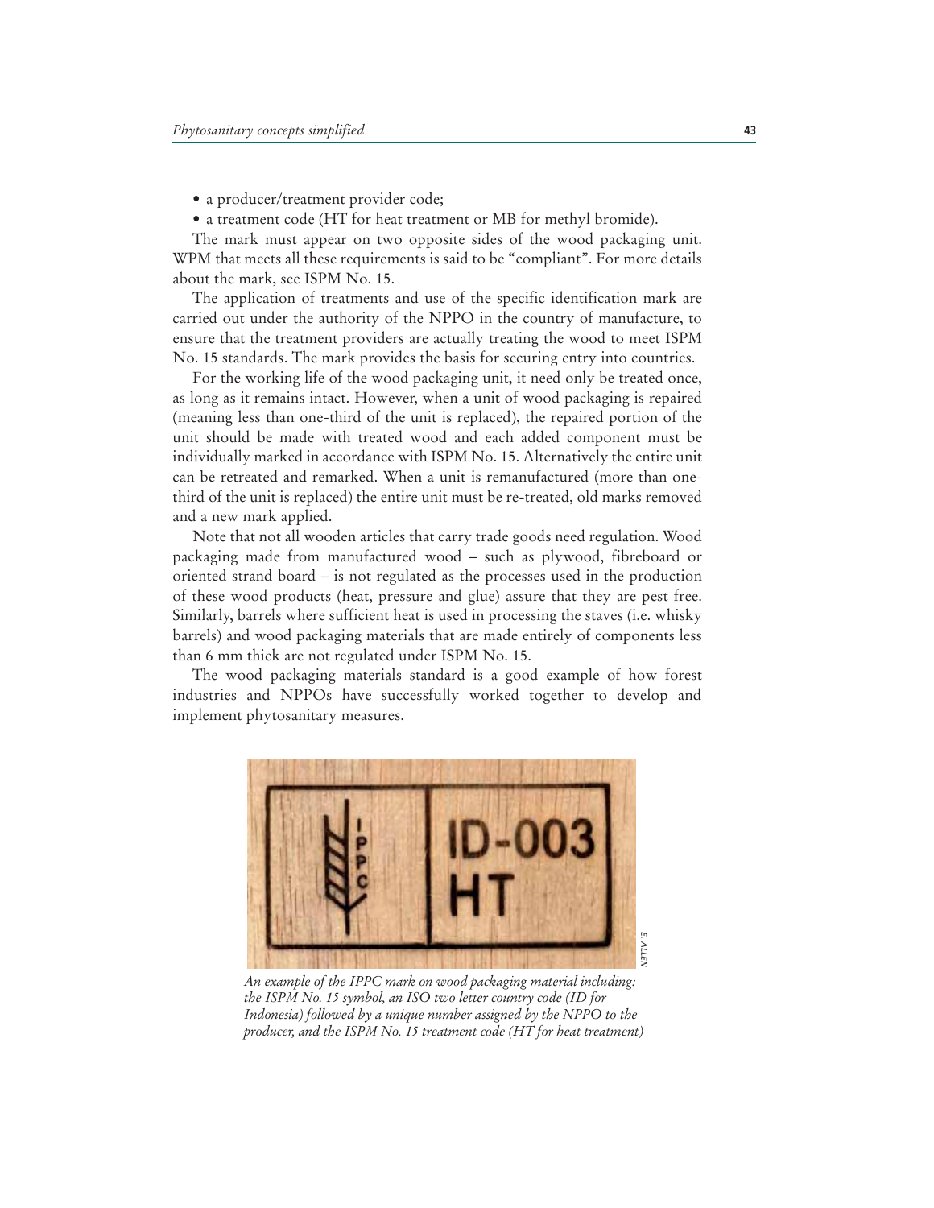- a producer/treatment provider code;
- a treatment code (HT for heat treatment or MB for methyl bromide).

The mark must appear on two opposite sides of the wood packaging unit. WPM that meets all these requirements is said to be "compliant". For more details about the mark, see ISPM No. 15.

The application of treatments and use of the specific identification mark are carried out under the authority of the NPPO in the country of manufacture, to ensure that the treatment providers are actually treating the wood to meet ISPM No. 15 standards. The mark provides the basis for securing entry into countries.

For the working life of the wood packaging unit, it need only be treated once, as long as it remains intact. However, when a unit of wood packaging is repaired (meaning less than one-third of the unit is replaced), the repaired portion of the unit should be made with treated wood and each added component must be individually marked in accordance with ISPM No. 15. Alternatively the entire unit can be retreated and remarked. When a unit is remanufactured (more than one-third of the unit is replaced) the entire unit must be re-treated, old marks removed and a new mark applied.

Note that not all wooden articles that carry trade goods need regulation. Wood packaging made from manufactured wood – such as plywood, fibreboard or oriented strand board – is not regulated as the processes used in the production of these wood products (heat, pressure and glue) assure that they are pest free. Similarly, barrels where sufficient heat is used in processing the staves (i.e. whisky barrels) and wood packaging materials that are made entirely of components less than 6 mm thick are not regulated under ISPM No. 15.

The wood packaging materials standard is a good example of how forest industries and NPPOs have successfully worked together to develop and implement phytosanitary measures.

IPPC

ID-003

HT

E. ALLEN

*An example of the IPPC mark on wood packaging material including: the ISPM No. 15 symbol, an ISO two letter country code (ID for Indonesia) followed by a unique number assigned by the NPPO to the producer, and the ISPM No. 15 treatment code (HT for heat treatment)*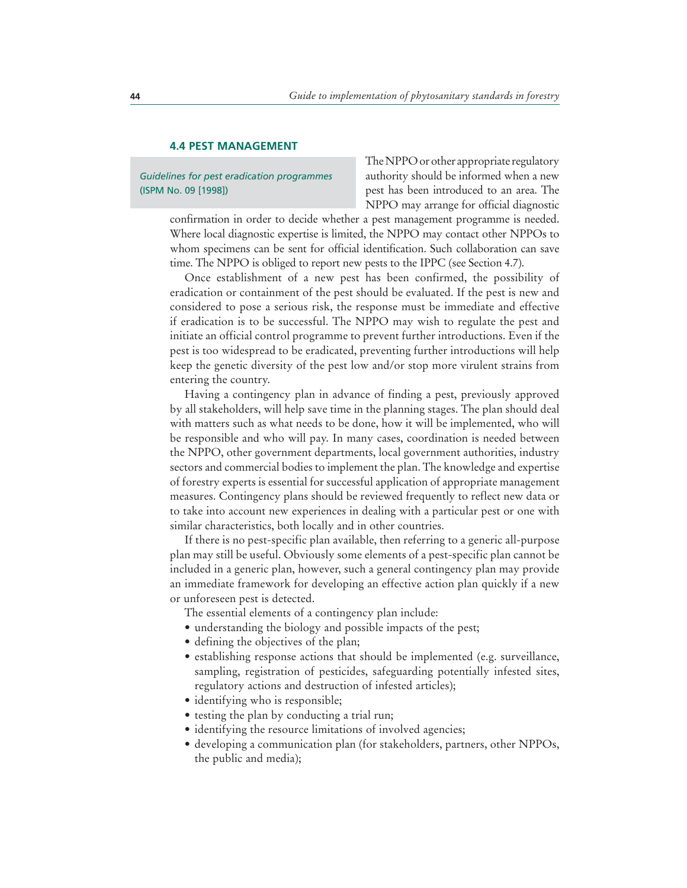### 4.4 PEST MANAGEMENT

*Guidelines for pest eradication programmes* (ISPM No. 09 [1998])

The NPPO or other appropriate regulatory authority should be informed when a new pest has been introduced to an area. The NPPO may arrange for official diagnostic confirmation in order to decide whether a pest management programme is needed. Where local diagnostic expertise is limited, the NPPO may contact other NPPOs to whom specimens can be sent for official identification. Such collaboration can save time. The NPPO is obliged to report new pests to the IPPC (see Section 4.7).

Once establishment of a new pest has been confirmed, the possibility of eradication or containment of the pest should be evaluated. If the pest is new and considered to pose a serious risk, the response must be immediate and effective if eradication is to be successful. The NPPO may wish to regulate the pest and initiate an official control programme to prevent further introductions. Even if the pest is too widespread to be eradicated, preventing further introductions will help keep the genetic diversity of the pest low and/or stop more virulent strains from entering the country.

Having a contingency plan in advance of finding a pest, previously approved by all stakeholders, will help save time in the planning stages. The plan should deal with matters such as what needs to be done, how it will be implemented, who will be responsible and who will pay. In many cases, coordination is needed between the NPPO, other government departments, local government authorities, industry sectors and commercial bodies to implement the plan. The knowledge and expertise of forestry experts is essential for successful application of appropriate management measures. Contingency plans should be reviewed frequently to reflect new data or to take into account new experiences in dealing with a particular pest or one with similar characteristics, both locally and in other countries.

If there is no pest-specific plan available, then referring to a generic all-purpose plan may still be useful. Obviously some elements of a pest-specific plan cannot be included in a generic plan, however, such a general contingency plan may provide an immediate framework for developing an effective action plan quickly if a new or unforeseen pest is detected.

The essential elements of a contingency plan include:

- understanding the biology and possible impacts of the pest;
- defining the objectives of the plan;
- establishing response actions that should be implemented (e.g. surveillance, sampling, registration of pesticides, safeguarding potentially infested sites, regulatory actions and destruction of infested articles);
- identifying who is responsible;
- testing the plan by conducting a trial run;
- identifying the resource limitations of involved agencies;
- developing a communication plan (for stakeholders, partners, other NPPOs, the public and media);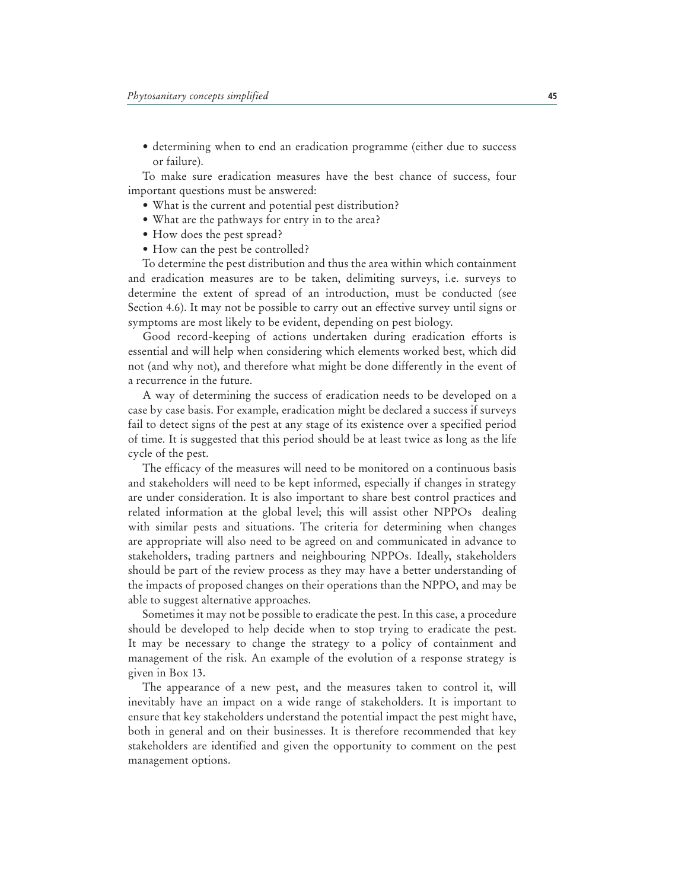- determining when to end an eradication programme (either due to success or failure).

To make sure eradication measures have the best chance of success, four important questions must be answered:

- What is the current and potential pest distribution?
- What are the pathways for entry in to the area?
- How does the pest spread?
- How can the pest be controlled?

To determine the pest distribution and thus the area within which containment and eradication measures are to be taken, delimiting surveys, i.e. surveys to determine the extent of spread of an introduction, must be conducted (see Section 4.6). It may not be possible to carry out an effective survey until signs or symptoms are most likely to be evident, depending on pest biology.

Good record-keeping of actions undertaken during eradication efforts is essential and will help when considering which elements worked best, which did not (and why not), and therefore what might be done differently in the event of a recurrence in the future.

A way of determining the success of eradication needs to be developed on a case by case basis. For example, eradication might be declared a success if surveys fail to detect signs of the pest at any stage of its existence over a specified period of time. It is suggested that this period should be at least twice as long as the life cycle of the pest.

The efficacy of the measures will need to be monitored on a continuous basis and stakeholders will need to be kept informed, especially if changes in strategy are under consideration. It is also important to share best control practices and related information at the global level; this will assist other NPPOs dealing with similar pests and situations. The criteria for determining when changes are appropriate will also need to be agreed on and communicated in advance to stakeholders, trading partners and neighbouring NPPOs. Ideally, stakeholders should be part of the review process as they may have a better understanding of the impacts of proposed changes on their operations than the NPPO, and may be able to suggest alternative approaches.

Sometimes it may not be possible to eradicate the pest. In this case, a procedure should be developed to help decide when to stop trying to eradicate the pest. It may be necessary to change the strategy to a policy of containment and management of the risk. An example of the evolution of a response strategy is given in Box 13.

The appearance of a new pest, and the measures taken to control it, will inevitably have an impact on a wide range of stakeholders. It is important to ensure that key stakeholders understand the potential impact the pest might have, both in general and on their businesses. It is therefore recommended that key stakeholders are identified and given the opportunity to comment on the pest management options.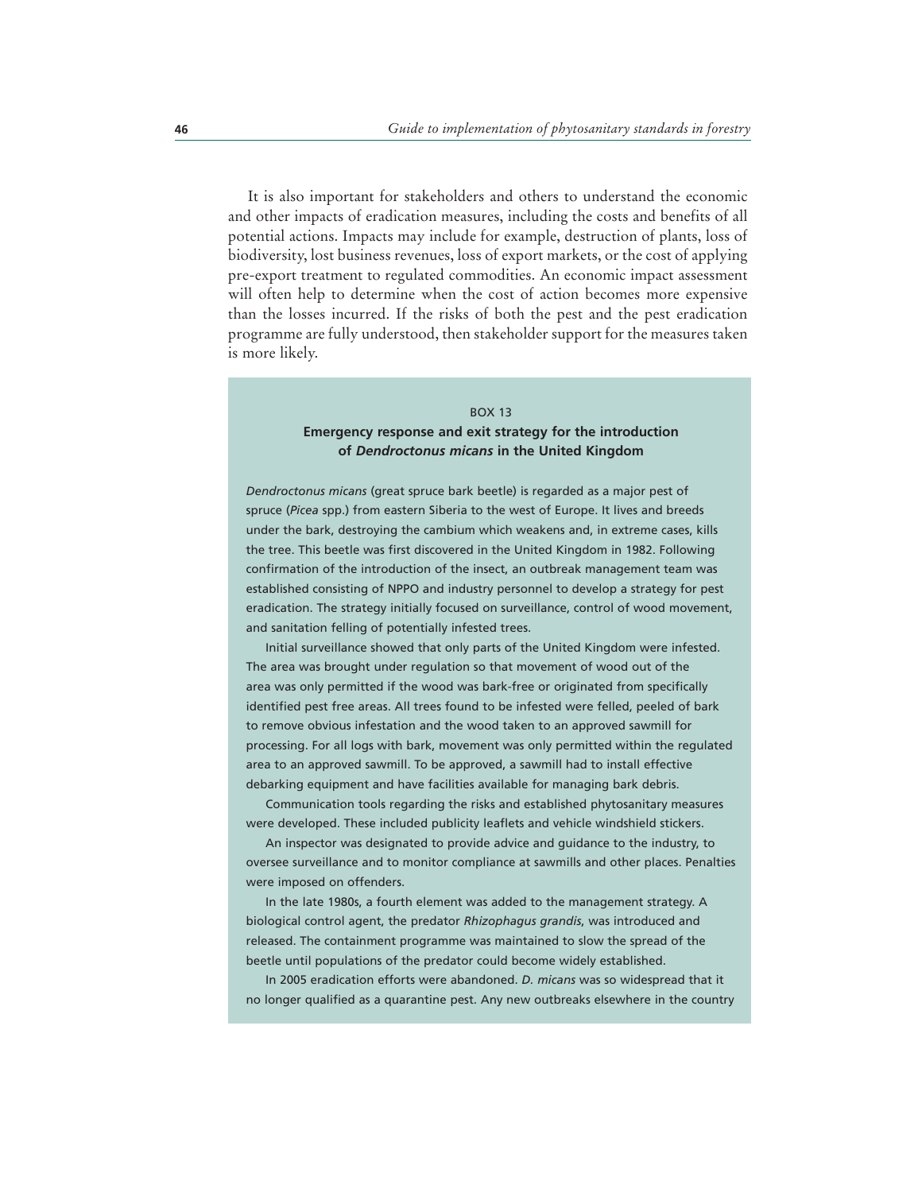It is also important for stakeholders and others to understand the economic and other impacts of eradication measures, including the costs and benefits of all potential actions. Impacts may include for example, destruction of plants, loss of biodiversity, lost business revenues, loss of export markets, or the cost of applying pre-export treatment to regulated commodities. An economic impact assessment will often help to determine when the cost of action becomes more expensive than the losses incurred. If the risks of both the pest and the pest eradication programme are fully understood, then stakeholder support for the measures taken is more likely.

BOX 13

**Emergency response and exit strategy for the introduction of *Dendroctonus micans* in the United Kingdom**

*Dendroctonus micans* (great spruce bark beetle) is regarded as a major pest of spruce (*Picea* spp.) from eastern Siberia to the west of Europe. It lives and breeds under the bark, destroying the cambium which weakens and, in extreme cases, kills the tree. This beetle was first discovered in the United Kingdom in 1982. Following confirmation of the introduction of the insect, an outbreak management team was established consisting of NPPO and industry personnel to develop a strategy for pest eradication. The strategy initially focused on surveillance, control of wood movement, and sanitation felling of potentially infested trees.

Initial surveillance showed that only parts of the United Kingdom were infested. The area was brought under regulation so that movement of wood out of the area was only permitted if the wood was bark-free or originated from specifically identified pest free areas. All trees found to be infested were felled, peeled of bark to remove obvious infestation and the wood taken to an approved sawmill for processing. For all logs with bark, movement was only permitted within the regulated area to an approved sawmill. To be approved, a sawmill had to install effective debarking equipment and have facilities available for managing bark debris.

Communication tools regarding the risks and established phytosanitary measures were developed. These included publicity leaflets and vehicle windshield stickers.

An inspector was designated to provide advice and guidance to the industry, to oversee surveillance and to monitor compliance at sawmills and other places. Penalties were imposed on offenders.

In the late 1980s, a fourth element was added to the management strategy. A biological control agent, the predator *Rhizophagus grandis*, was introduced and released. The containment programme was maintained to slow the spread of the beetle until populations of the predator could become widely established.

In 2005 eradication efforts were abandoned. *D. micans* was so widespread that it no longer qualified as a quarantine pest. Any new outbreaks elsewhere in the country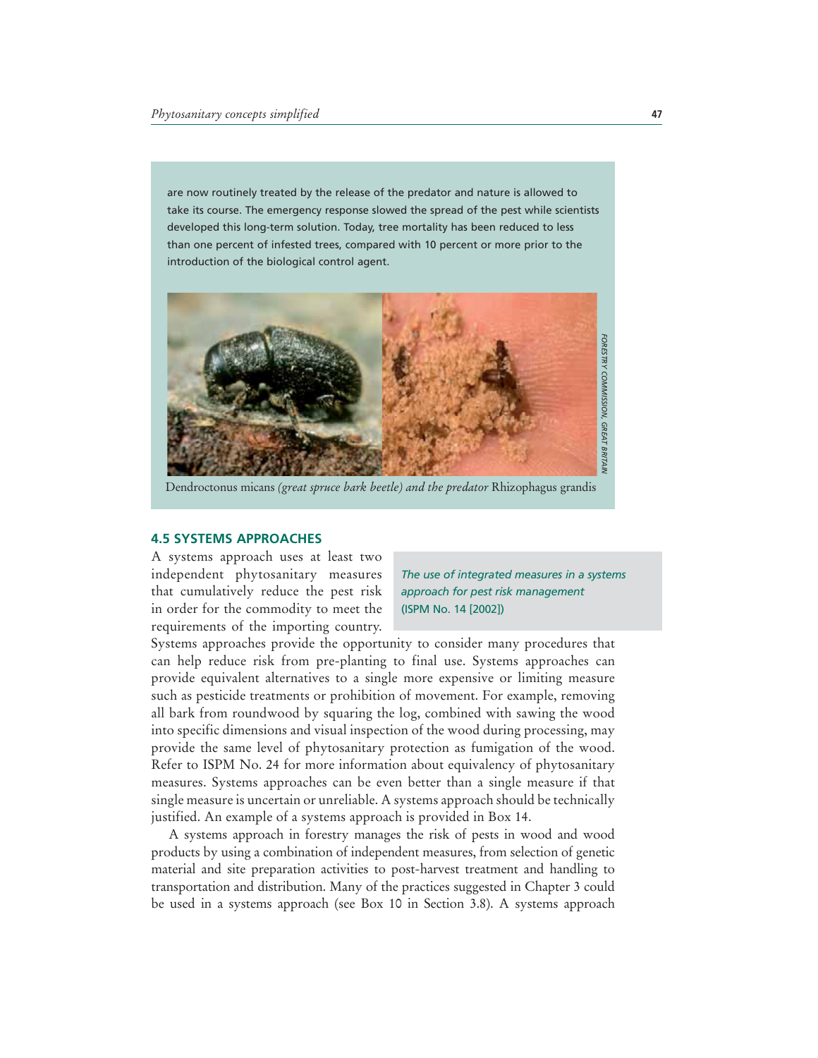are now routinely treated by the release of the predator and nature is allowed to take its course. The emergency response slowed the spread of the pest while scientists developed this long-term solution. Today, tree mortality has been reduced to less than one percent of infested trees, compared with 10 percent or more prior to the introduction of the biological control agent.

FORESTRY COMMISSION, GREAT BRITAIN

Dendroctonus micans *(great spruce bark beetle) and the predator* Rhizophagus grandis

## 4.5 SYSTEMS APPROACHES

*The use of integrated measures in a systems approach for pest risk management* (ISPM No. 14 [2002])

A systems approach uses at least two independent phytosanitary measures that cumulatively reduce the pest risk in order for the commodity to meet the requirements of the importing country. Systems approaches provide the opportunity to consider many procedures that can help reduce risk from pre-planting to final use. Systems approaches can provide equivalent alternatives to a single more expensive or limiting measure such as pesticide treatments or prohibition of movement. For example, removing all bark from roundwood by squaring the log, combined with sawing the wood into specific dimensions and visual inspection of the wood during processing, may provide the same level of phytosanitary protection as fumigation of the wood. Refer to ISPM No. 24 for more information about equivalency of phytosanitary measures. Systems approaches can be even better than a single measure if that single measure is uncertain or unreliable. A systems approach should be technically justified. An example of a systems approach is provided in Box 14.

A systems approach in forestry manages the risk of pests in wood and wood products by using a combination of independent measures, from selection of genetic material and site preparation activities to post-harvest treatment and handling to transportation and distribution. Many of the practices suggested in Chapter 3 could be used in a systems approach (see Box 10 in Section 3.8). A systems approach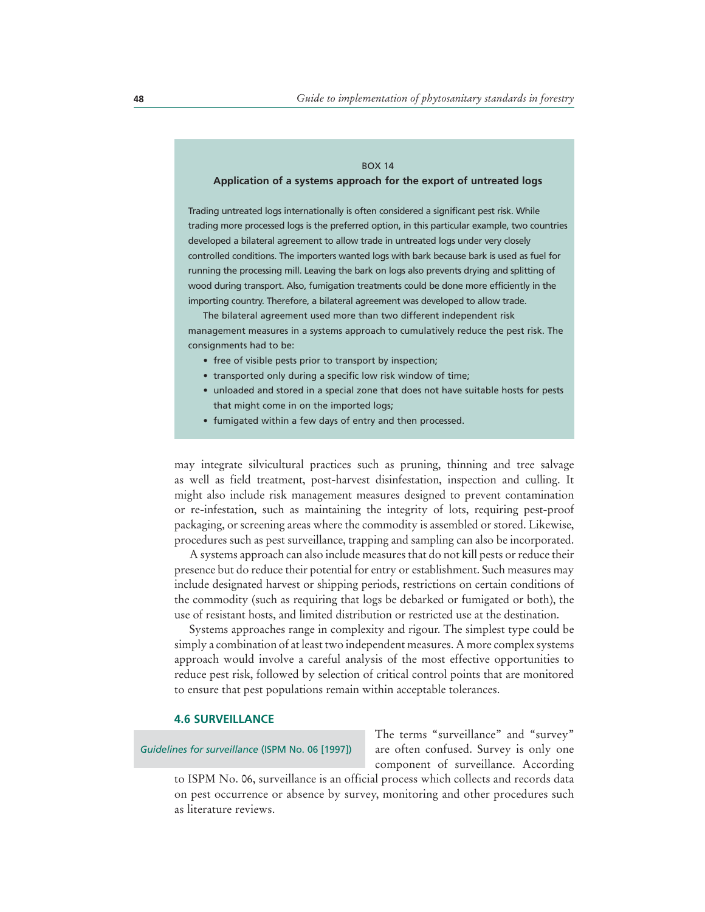BOX 14

**Application of a systems approach for the export of untreated logs**

Trading untreated logs internationally is often considered a significant pest risk. While trading more processed logs is the preferred option, in this particular example, two countries developed a bilateral agreement to allow trade in untreated logs under very closely controlled conditions. The importers wanted logs with bark because bark is used as fuel for running the processing mill. Leaving the bark on logs also prevents drying and splitting of wood during transport. Also, fumigation treatments could be done more efficiently in the importing country. Therefore, a bilateral agreement was developed to allow trade.

The bilateral agreement used more than two different independent risk management measures in a systems approach to cumulatively reduce the pest risk. The consignments had to be:

- free of visible pests prior to transport by inspection;
- transported only during a specific low risk window of time;
- unloaded and stored in a special zone that does not have suitable hosts for pests that might come in on the imported logs;
- fumigated within a few days of entry and then processed.

may integrate silvicultural practices such as pruning, thinning and tree salvage as well as field treatment, post-harvest disinfestation, inspection and culling. It might also include risk management measures designed to prevent contamination or re-infestation, such as maintaining the integrity of lots, requiring pest-proof packaging, or screening areas where the commodity is assembled or stored. Likewise, procedures such as pest surveillance, trapping and sampling can also be incorporated.

A systems approach can also include measures that do not kill pests or reduce their presence but do reduce their potential for entry or establishment. Such measures may include designated harvest or shipping periods, restrictions on certain conditions of the commodity (such as requiring that logs be debarked or fumigated or both), the use of resistant hosts, and limited distribution or restricted use at the destination.

Systems approaches range in complexity and rigour. The simplest type could be simply a combination of at least two independent measures. A more complex systems approach would involve a careful analysis of the most effective opportunities to reduce pest risk, followed by selection of critical control points that are monitored to ensure that pest populations remain within acceptable tolerances.

## 4.6 SURVEILLANCE

*Guidelines for surveillance* (ISPM No. 06 [1997])

The terms "surveillance" and "survey" are often confused. Survey is only one component of surveillance. According to ISPM No. 06, surveillance is an official process which collects and records data on pest occurrence or absence by survey, monitoring and other procedures such as literature reviews.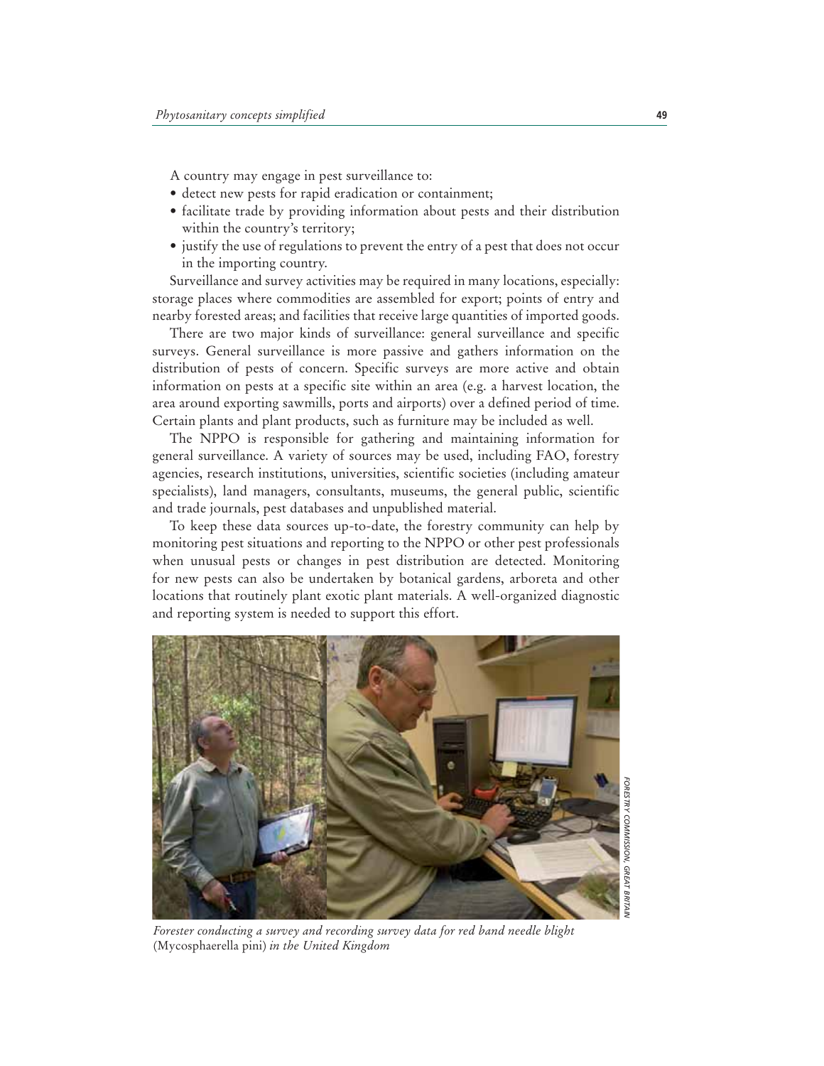A country may engage in pest surveillance to:

- detect new pests for rapid eradication or containment;
- facilitate trade by providing information about pests and their distribution within the country's territory;
- justify the use of regulations to prevent the entry of a pest that does not occur in the importing country.

Surveillance and survey activities may be required in many locations, especially: storage places where commodities are assembled for export; points of entry and nearby forested areas; and facilities that receive large quantities of imported goods.

There are two major kinds of surveillance: general surveillance and specific surveys. General surveillance is more passive and gathers information on the distribution of pests of concern. Specific surveys are more active and obtain information on pests at a specific site within an area (e.g. a harvest location, the area around exporting sawmills, ports and airports) over a defined period of time. Certain plants and plant products, such as furniture may be included as well.

The NPPO is responsible for gathering and maintaining information for general surveillance. A variety of sources may be used, including FAO, forestry agencies, research institutions, universities, scientific societies (including amateur specialists), land managers, consultants, museums, the general public, scientific and trade journals, pest databases and unpublished material.

To keep these data sources up-to-date, the forestry community can help by monitoring pest situations and reporting to the NPPO or other pest professionals when unusual pests or changes in pest distribution are detected. Monitoring for new pests can also be undertaken by botanical gardens, arboreta and other locations that routinely plant exotic plant materials. A well-organized diagnostic and reporting system is needed to support this effort.

FORESTRY COMMISSION, GREAT BRITAIN

*Forester conducting a survey and recording survey data for red band needle blight* (Mycosphaerella pini) *in the United Kingdom*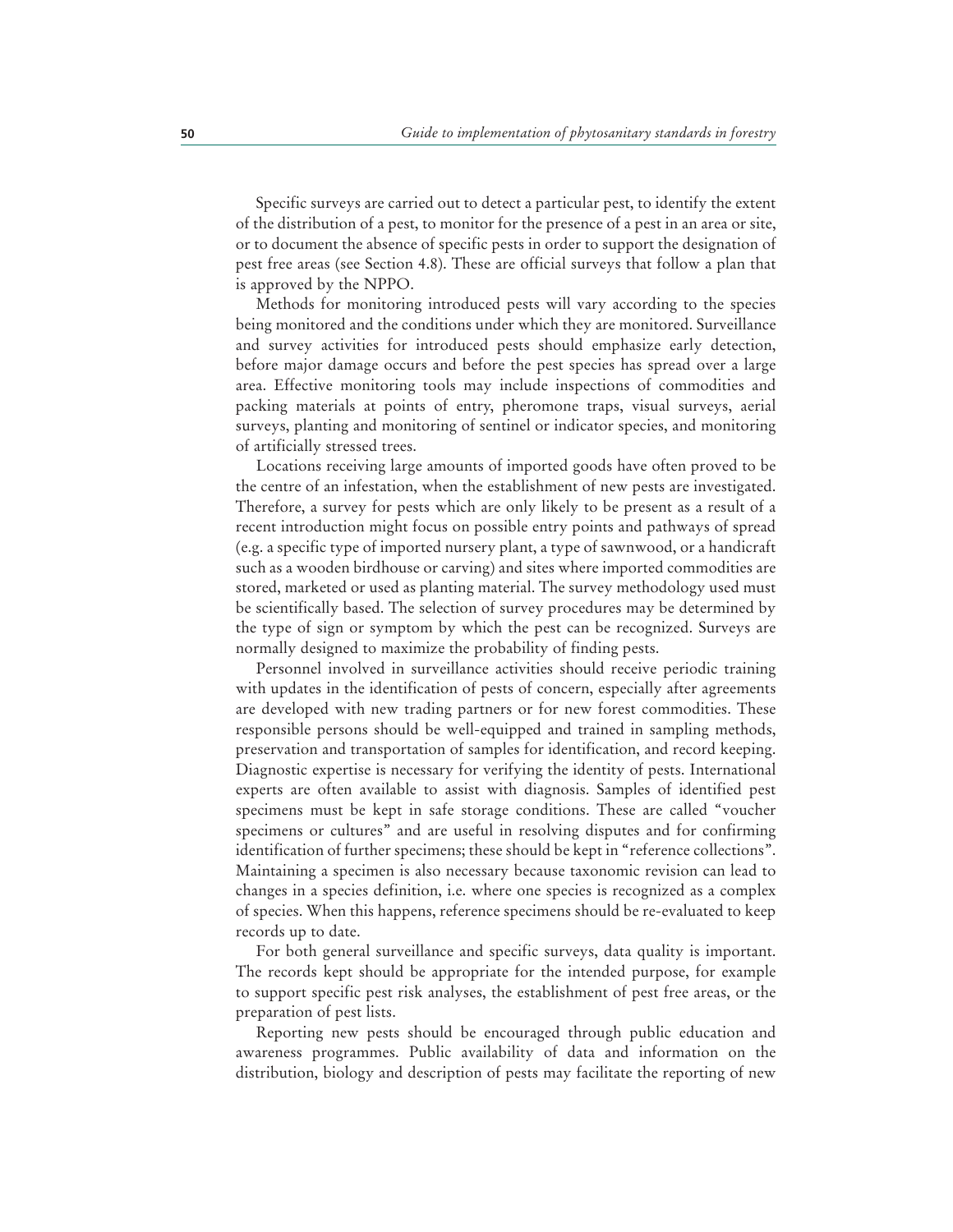Specific surveys are carried out to detect a particular pest, to identify the extent of the distribution of a pest, to monitor for the presence of a pest in an area or site, or to document the absence of specific pests in order to support the designation of pest free areas (see Section 4.8). These are official surveys that follow a plan that is approved by the NPPO.

Methods for monitoring introduced pests will vary according to the species being monitored and the conditions under which they are monitored. Surveillance and survey activities for introduced pests should emphasize early detection, before major damage occurs and before the pest species has spread over a large area. Effective monitoring tools may include inspections of commodities and packing materials at points of entry, pheromone traps, visual surveys, aerial surveys, planting and monitoring of sentinel or indicator species, and monitoring of artificially stressed trees.

Locations receiving large amounts of imported goods have often proved to be the centre of an infestation, when the establishment of new pests are investigated. Therefore, a survey for pests which are only likely to be present as a result of a recent introduction might focus on possible entry points and pathways of spread (e.g. a specific type of imported nursery plant, a type of sawnwood, or a handicraft such as a wooden birdhouse or carving) and sites where imported commodities are stored, marketed or used as planting material. The survey methodology used must be scientifically based. The selection of survey procedures may be determined by the type of sign or symptom by which the pest can be recognized. Surveys are normally designed to maximize the probability of finding pests.

Personnel involved in surveillance activities should receive periodic training with updates in the identification of pests of concern, especially after agreements are developed with new trading partners or for new forest commodities. These responsible persons should be well-equipped and trained in sampling methods, preservation and transportation of samples for identification, and record keeping. Diagnostic expertise is necessary for verifying the identity of pests. International experts are often available to assist with diagnosis. Samples of identified pest specimens must be kept in safe storage conditions. These are called "voucher specimens or cultures" and are useful in resolving disputes and for confirming identification of further specimens; these should be kept in "reference collections". Maintaining a specimen is also necessary because taxonomic revision can lead to changes in a species definition, i.e. where one species is recognized as a complex of species. When this happens, reference specimens should be re-evaluated to keep records up to date.

For both general surveillance and specific surveys, data quality is important. The records kept should be appropriate for the intended purpose, for example to support specific pest risk analyses, the establishment of pest free areas, or the preparation of pest lists.

Reporting new pests should be encouraged through public education and awareness programmes. Public availability of data and information on the distribution, biology and description of pests may facilitate the reporting of new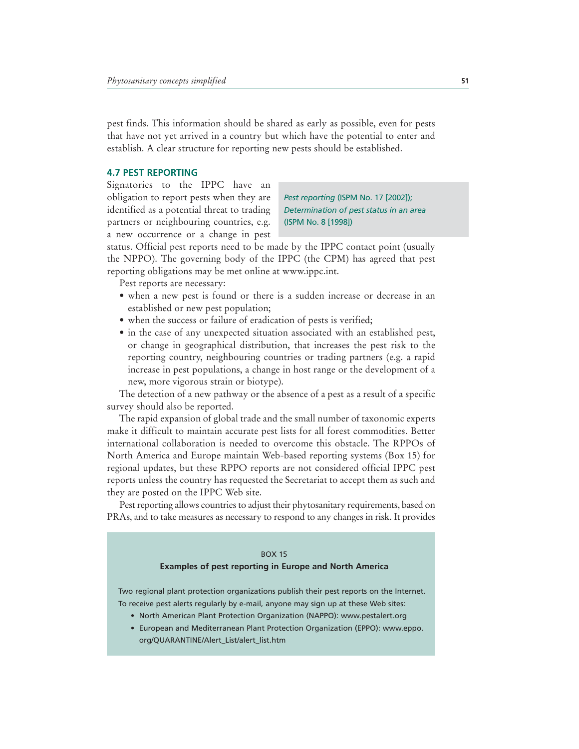pest finds. This information should be shared as early as possible, even for pests that have not yet arrived in a country but which have the potential to enter and establish. A clear structure for reporting new pests should be established.

### 4.7 PEST REPORTING

> *Pest reporting* (ISPM No. 17 [2002]); *Determination of pest status in an area* (ISPM No. 8 [1998])

Signatories to the IPPC have an obligation to report pests when they are identified as a potential threat to trading partners or neighbouring countries, e.g. a new occurrence or a change in pest status. Official pest reports need to be made by the IPPC contact point (usually the NPPO). The governing body of the IPPC (the CPM) has agreed that pest reporting obligations may be met online at www.ippc.int.

Pest reports are necessary:

- when a new pest is found or there is a sudden increase or decrease in an established or new pest population;
- when the success or failure of eradication of pests is verified;
- in the case of any unexpected situation associated with an established pest, or change in geographical distribution, that increases the pest risk to the reporting country, neighbouring countries or trading partners (e.g. a rapid increase in pest populations, a change in host range or the development of a new, more vigorous strain or biotype).

The detection of a new pathway or the absence of a pest as a result of a specific survey should also be reported.

The rapid expansion of global trade and the small number of taxonomic experts make it difficult to maintain accurate pest lists for all forest commodities. Better international collaboration is needed to overcome this obstacle. The RPPOs of North America and Europe maintain Web-based reporting systems (Box 15) for regional updates, but these RPPO reports are not considered official IPPC pest reports unless the country has requested the Secretariat to accept them as such and they are posted on the IPPC Web site.

Pest reporting allows countries to adjust their phytosanitary requirements, based on PRAs, and to take measures as necessary to respond to any changes in risk. It provides

> BOX 15
>
> **Examples of pest reporting in Europe and North America**
>
> Two regional plant protection organizations publish their pest reports on the Internet. To receive pest alerts regularly by e-mail, anyone may sign up at these Web sites:
>
> - North American Plant Protection Organization (NAPPO): www.pestalert.org
> - European and Mediterranean Plant Protection Organization (EPPO): www.eppo.org/QUARANTINE/Alert_List/alert_list.htm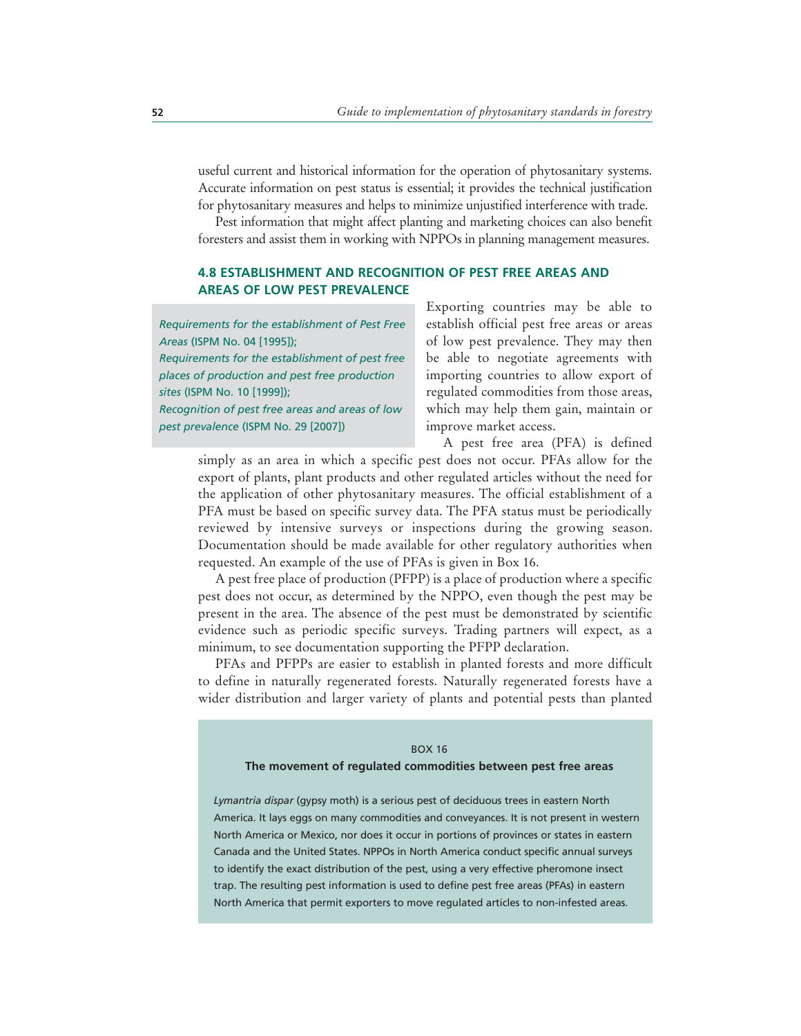useful current and historical information for the operation of phytosanitary systems. Accurate information on pest status is essential; it provides the technical justification for phytosanitary measures and helps to minimize unjustified interference with trade.

Pest information that might affect planting and marketing choices can also benefit foresters and assist them in working with NPPOs in planning management measures.

### 4.8 ESTABLISHMENT AND RECOGNITION OF PEST FREE AREAS AND AREAS OF LOW PEST PREVALENCE

> *Requirements for the establishment of Pest Free Areas* (ISPM No. 04 [1995]);
> *Requirements for the establishment of pest free places of production and pest free production sites* (ISPM No. 10 [1999]);
> *Recognition of pest free areas and areas of low pest prevalence* (ISPM No. 29 [2007])

Exporting countries may be able to establish official pest free areas or areas of low pest prevalence. They may then be able to negotiate agreements with importing countries to allow export of regulated commodities from those areas, which may help them gain, maintain or improve market access.

A pest free area (PFA) is defined simply as an area in which a specific pest does not occur. PFAs allow for the export of plants, plant products and other regulated articles without the need for the application of other phytosanitary measures. The official establishment of a PFA must be based on specific survey data. The PFA status must be periodically reviewed by intensive surveys or inspections during the growing season. Documentation should be made available for other regulatory authorities when requested. An example of the use of PFAs is given in Box 16.

A pest free place of production (PFPP) is a place of production where a specific pest does not occur, as determined by the NPPO, even though the pest may be present in the area. The absence of the pest must be demonstrated by scientific evidence such as periodic specific surveys. Trading partners will expect, as a minimum, to see documentation supporting the PFPP declaration.

PFAs and PFPPs are easier to establish in planted forests and more difficult to define in naturally regenerated forests. Naturally regenerated forests have a wider distribution and larger variety of plants and potential pests than planted

> BOX 16
>
> **The movement of regulated commodities between pest free areas**
>
> *Lymantria dispar* (gypsy moth) is a serious pest of deciduous trees in eastern North America. It lays eggs on many commodities and conveyances. It is not present in western North America or Mexico, nor does it occur in portions of provinces or states in eastern Canada and the United States. NPPOs in North America conduct specific annual surveys to identify the exact distribution of the pest, using a very effective pheromone insect trap. The resulting pest information is used to define pest free areas (PFAs) in eastern North America that permit exporters to move regulated articles to non-infested areas.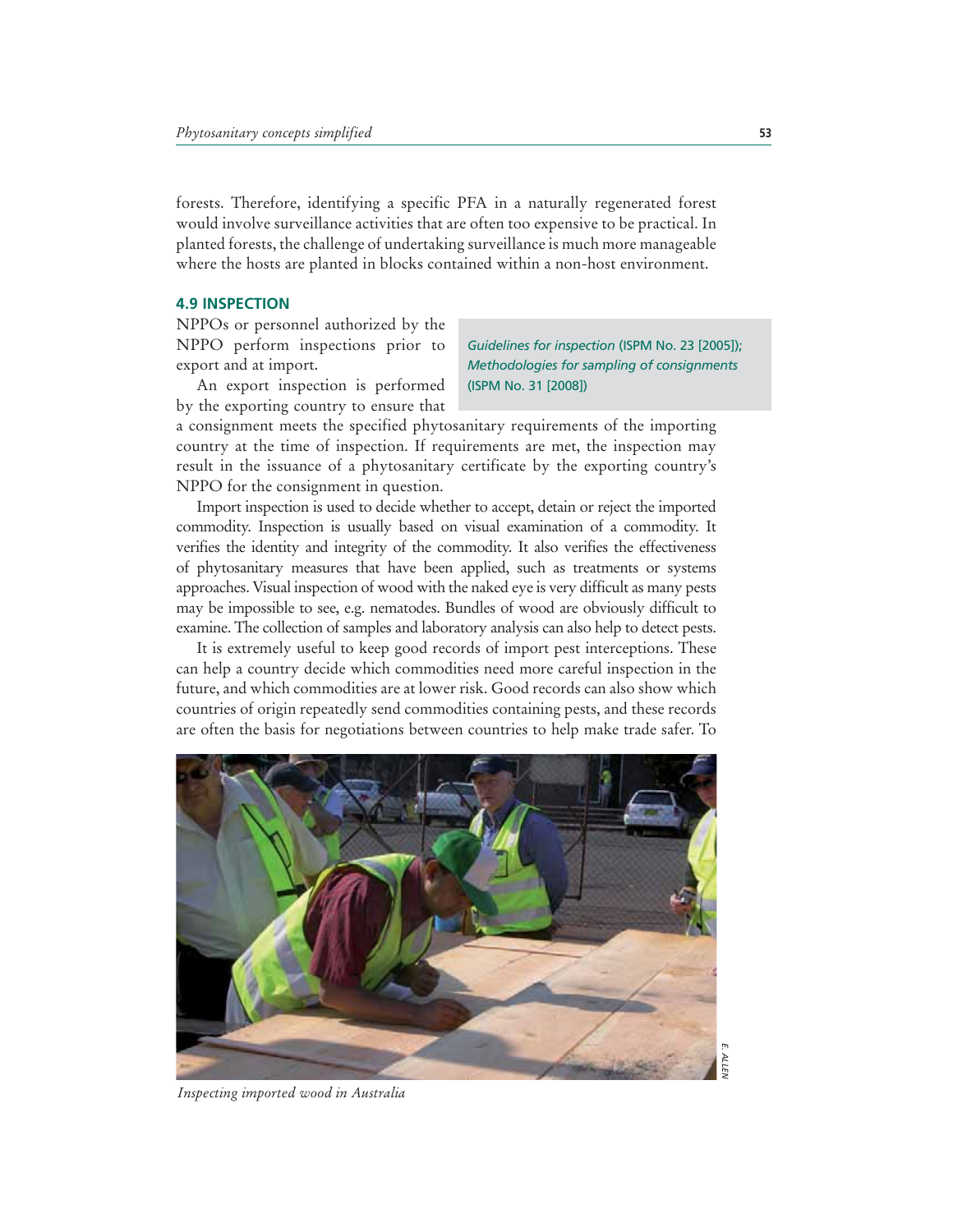forests. Therefore, identifying a specific PFA in a naturally regenerated forest would involve surveillance activities that are often too expensive to be practical. In planted forests, the challenge of undertaking surveillance is much more manageable where the hosts are planted in blocks contained within a non-host environment.

### 4.9 INSPECTION

*Guidelines for inspection* (ISPM No. 23 [2005]); *Methodologies for sampling of consignments* (ISPM No. 31 [2008])

NPPOs or personnel authorized by the NPPO perform inspections prior to export and at import.

An export inspection is performed by the exporting country to ensure that a consignment meets the specified phytosanitary requirements of the importing country at the time of inspection. If requirements are met, the inspection may result in the issuance of a phytosanitary certificate by the exporting country's NPPO for the consignment in question.

Import inspection is used to decide whether to accept, detain or reject the imported commodity. Inspection is usually based on visual examination of a commodity. It verifies the identity and integrity of the commodity. It also verifies the effectiveness of phytosanitary measures that have been applied, such as treatments or systems approaches. Visual inspection of wood with the naked eye is very difficult as many pests may be impossible to see, e.g. nematodes. Bundles of wood are obviously difficult to examine. The collection of samples and laboratory analysis can also help to detect pests.

It is extremely useful to keep good records of import pest interceptions. These can help a country decide which commodities need more careful inspection in the future, and which commodities are at lower risk. Good records can also show which countries of origin repeatedly send commodities containing pests, and these records are often the basis for negotiations between countries to help make trade safer. To

E. ALLEN

*Inspecting imported wood in Australia*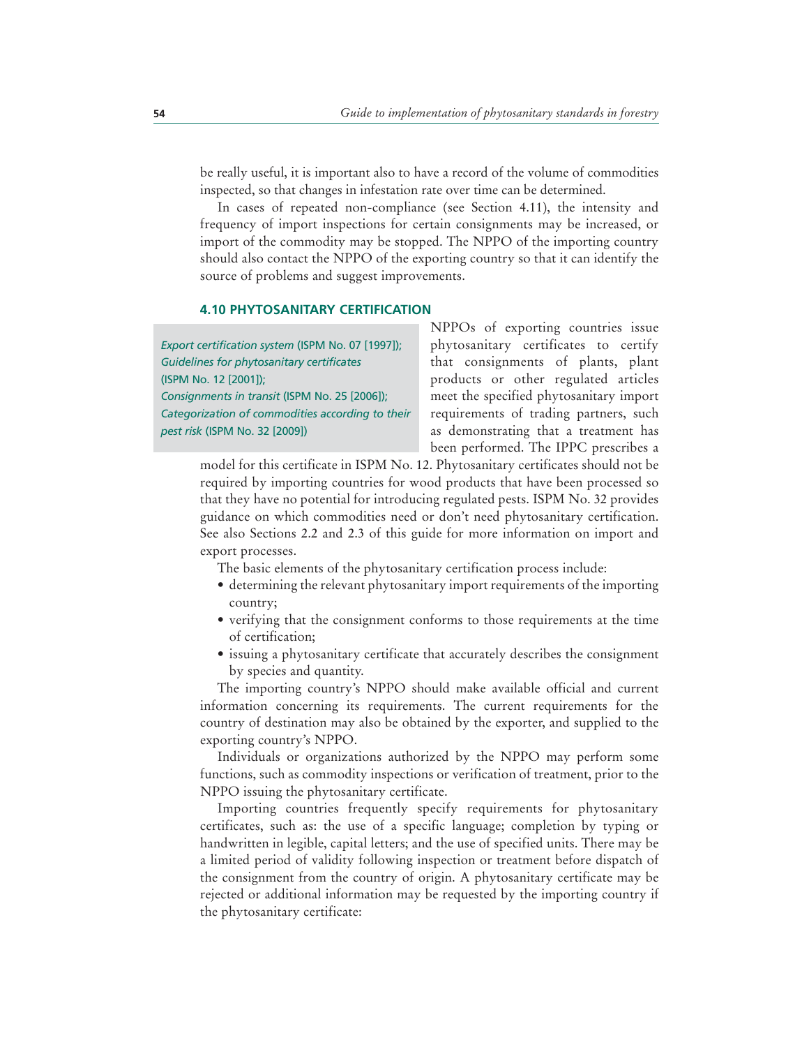be really useful, it is important also to have a record of the volume of commodities inspected, so that changes in infestation rate over time can be determined.

In cases of repeated non-compliance (see Section 4.11), the intensity and frequency of import inspections for certain consignments may be increased, or import of the commodity may be stopped. The NPPO of the importing country should also contact the NPPO of the exporting country so that it can identify the source of problems and suggest improvements.

### 4.10 PHYTOSANITARY CERTIFICATION

*Export certification system* (ISPM No. 07 [1997]); *Guidelines for phytosanitary certificates* (ISPM No. 12 [2001]); *Consignments in transit* (ISPM No. 25 [2006]); *Categorization of commodities according to their pest risk* (ISPM No. 32 [2009])

NPPOs of exporting countries issue phytosanitary certificates to certify that consignments of plants, plant products or other regulated articles meet the specified phytosanitary import requirements of trading partners, such as demonstrating that a treatment has been performed. The IPPC prescribes a model for this certificate in ISPM No. 12. Phytosanitary certificates should not be required by importing countries for wood products that have been processed so that they have no potential for introducing regulated pests. ISPM No. 32 provides guidance on which commodities need or don't need phytosanitary certification. See also Sections 2.2 and 2.3 of this guide for more information on import and export processes.

The basic elements of the phytosanitary certification process include:

- determining the relevant phytosanitary import requirements of the importing country;
- verifying that the consignment conforms to those requirements at the time of certification;
- issuing a phytosanitary certificate that accurately describes the consignment by species and quantity.

The importing country's NPPO should make available official and current information concerning its requirements. The current requirements for the country of destination may also be obtained by the exporter, and supplied to the exporting country's NPPO.

Individuals or organizations authorized by the NPPO may perform some functions, such as commodity inspections or verification of treatment, prior to the NPPO issuing the phytosanitary certificate.

Importing countries frequently specify requirements for phytosanitary certificates, such as: the use of a specific language; completion by typing or handwritten in legible, capital letters; and the use of specified units. There may be a limited period of validity following inspection or treatment before dispatch of the consignment from the country of origin. A phytosanitary certificate may be rejected or additional information may be requested by the importing country if the phytosanitary certificate: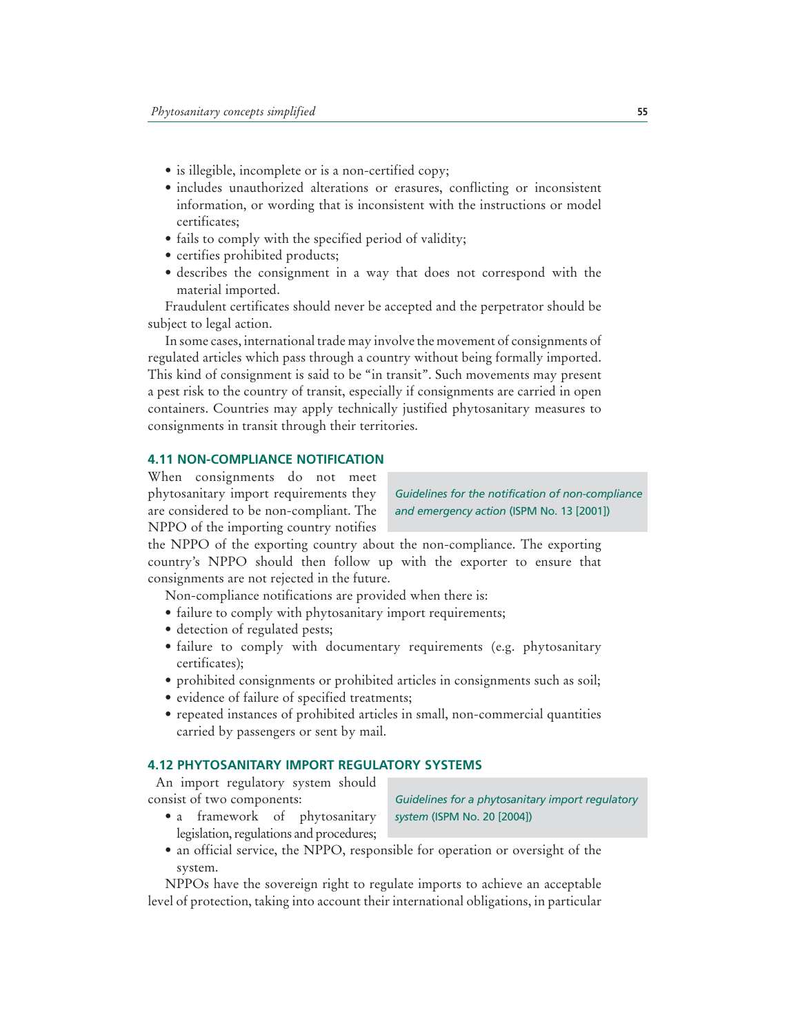- is illegible, incomplete or is a non-certified copy;
- includes unauthorized alterations or erasures, conflicting or inconsistent information, or wording that is inconsistent with the instructions or model certificates;
- fails to comply with the specified period of validity;
- certifies prohibited products;
- describes the consignment in a way that does not correspond with the material imported.

Fraudulent certificates should never be accepted and the perpetrator should be subject to legal action.

In some cases, international trade may involve the movement of consignments of regulated articles which pass through a country without being formally imported. This kind of consignment is said to be "in transit". Such movements may present a pest risk to the country of transit, especially if consignments are carried in open containers. Countries may apply technically justified phytosanitary measures to consignments in transit through their territories.

## 4.11 NON-COMPLIANCE NOTIFICATION

*Guidelines for the notification of non-compliance and emergency action* (ISPM No. 13 [2001])

When consignments do not meet phytosanitary import requirements they are considered to be non-compliant. The NPPO of the importing country notifies the NPPO of the exporting country about the non-compliance. The exporting country's NPPO should then follow up with the exporter to ensure that consignments are not rejected in the future.

Non-compliance notifications are provided when there is:

- failure to comply with phytosanitary import requirements;
- detection of regulated pests;
- failure to comply with documentary requirements (e.g. phytosanitary certificates);
- prohibited consignments or prohibited articles in consignments such as soil;
- evidence of failure of specified treatments;
- repeated instances of prohibited articles in small, non-commercial quantities carried by passengers or sent by mail.

## 4.12 PHYTOSANITARY IMPORT REGULATORY SYSTEMS

*Guidelines for a phytosanitary import regulatory system* (ISPM No. 20 [2004])

An import regulatory system should consist of two components:

- a framework of phytosanitary legislation, regulations and procedures;
- an official service, the NPPO, responsible for operation or oversight of the system.

NPPOs have the sovereign right to regulate imports to achieve an acceptable level of protection, taking into account their international obligations, in particular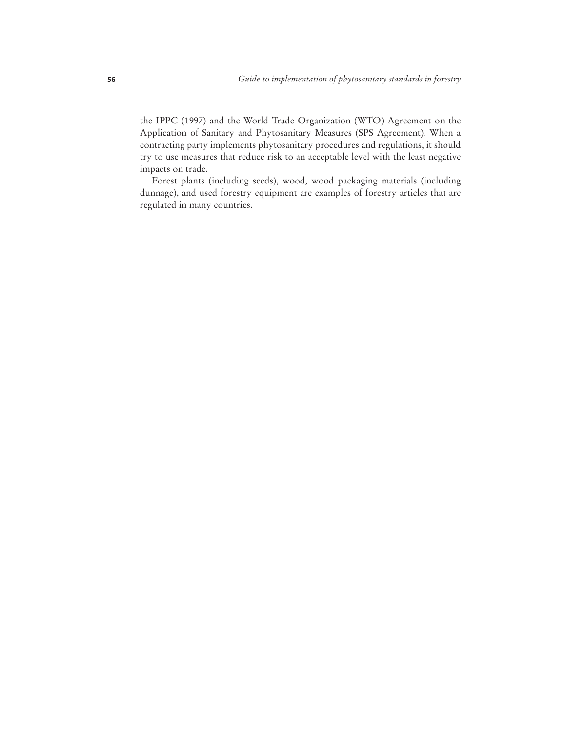the IPPC (1997) and the World Trade Organization (WTO) Agreement on the Application of Sanitary and Phytosanitary Measures (SPS Agreement). When a contracting party implements phytosanitary procedures and regulations, it should try to use measures that reduce risk to an acceptable level with the least negative impacts on trade.

Forest plants (including seeds), wood, wood packaging materials (including dunnage), and used forestry equipment are examples of forestry articles that are regulated in many countries.